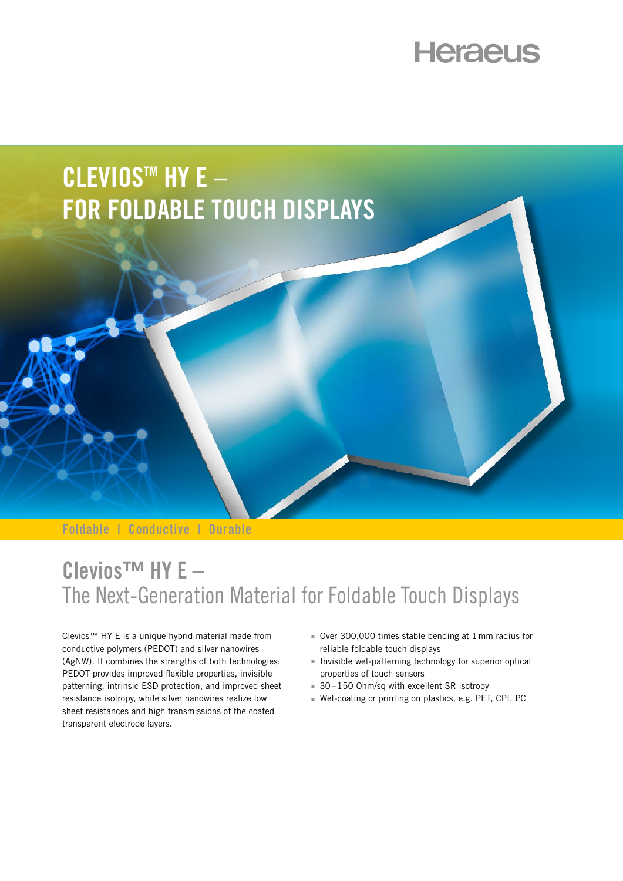Heraeus

# CLEVIOS™ HY E – FOR FOLDABLE TOUCH DISPLAYS

Foldable | Conductive | Durable

## Clevios™ HY E – The Next-Generation Material for Foldable Touch Displays

Clevios™ HY E is a unique hybrid material made from conductive polymers (PEDOT) and silver nanowires (AgNW). It combines the strengths of both technologies: PEDOT provides improved flexible properties, invisible patterning, intrinsic ESD protection, and improved sheet resistance isotropy, while silver nanowires realize low sheet resistances and high transmissions of the coated transparent electrode layers.

- Over 300,000 times stable bending at 1 mm radius for reliable foldable touch displays
- Invisible wet-patterning technology for superior optical properties of touch sensors
- 30–150 Ohm/sq with excellent SR isotropy
- Wet-coating or printing on plastics, e.g. PET, CPI, PC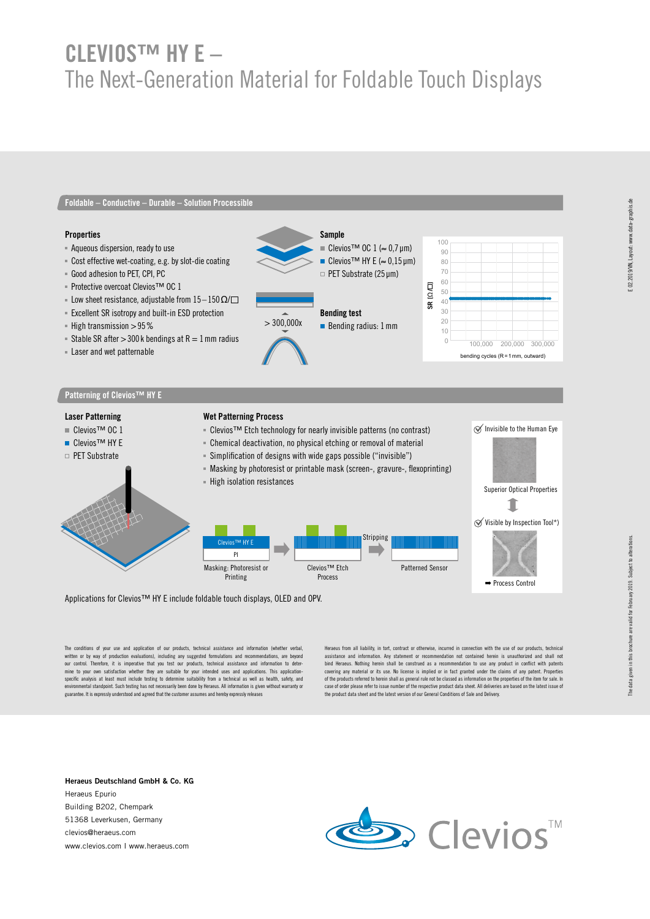# CLEVIOS™ HY E –

## The Next-Generation Material for Foldable Touch Displays

### Foldable – Conductive – Durable – Solution Processible

**Properties**

- Aqueous dispersion, ready to use
- Cost effective wet-coating, e.g. by slot-die coating
- Good adhesion to PET, CPI, PC
- Protective overcoat Clevios™ OC 1
- Low sheet resistance, adjustable from 15 – 150 Ω/□
- Excellent SR isotropy and built-in ESD protection
- High transmission > 95 %
- Stable SR after > 300 k bendings at R = 1 mm radius
- Laser and wet patternable

**Sample**

- Clevios™ OC 1 (≈ 0,7 µm)
- Clevios™ HY E (≈ 0,15 µm)
- PET Substrate (25 µm)

> 300,000x

**Bending test**

- Bending radius: 1 mm

SR [Ω/□]
100
90
80
70
60
50
40
30
20
10
0
100,000
200,000
300,000
bending cycles (R = 1 mm, outward)

### Patterning of Clevios™ HY E

**Laser Patterning**

- Clevios™ OC 1
- Clevios™ HY E
- PET Substrate

**Wet Patterning Process**

- Clevios™ Etch technology for nearly invisible patterns (no contrast)
- Chemical deactivation, no physical etching or removal of material
- Simplification of designs with wide gaps possible ("invisible")
- Masking by photoresist or printable mask (screen-, gravure-, flexoprinting)
- High isolation resistances

Clevios™ HY E
PI
Masking: Photoresist or Printing
Clevios™ Etch Process
Stripping
Patterned Sensor

Invisible to the Human Eye
Superior Optical Properties
Visible by Inspection Tool*)
➡ Process Control

Applications for Clevios™ HY E include foldable touch displays, OLED and OPV.

The conditions of your use and application of our products, technical assistance and information (whether verbal, written or by way of production evaluations), including any suggested formulations and recommendations, are beyond our control. Therefore, it is imperative that you test our products, technical assistance and information to determine to your own satisfaction whether they are suitable for your intended uses and applications. This application-specific analysis at least must include testing to determine suitability from a technical as well as health, safety, and environmental standpoint. Such testing has not necessarily been done by Heraeus. All information is given without warranty or guarantee. It is expressly understood and agreed that the customer assumes and hereby expressly releases

Heraeus from all liability, in tort, contract or otherwise, incurred in connection with the use of our products, technical assistance and information. Any statement or recommendation not contained herein is unauthorized and shall not bind Heraeus. Nothing herein shall be construed as a recommendation to use any product in conflict with patents covering any material or its use. No license is implied or in fact granted under the claims of any patent. Properties of the products referred to herein shall as general rule not be classed as information on the properties of the item for sale. In case of order please refer to issue number of the respective product data sheet. All deliveries are based on the latest issue of the product data sheet and the latest version of our General Conditions of Sale and Delivery.

**Heraeus Deutschland GmbH & Co. KG**
Heraeus Epurio
Building B202, Chempark
51368 Leverkusen, Germany
clevios@heraeus.com
www.clevios.com I www.heraeus.com

Clevios™

The data given in this brochure are valid for February 2019. Subject to alterations.

E 02.2019/VN, Layout: www.data-graphis.de